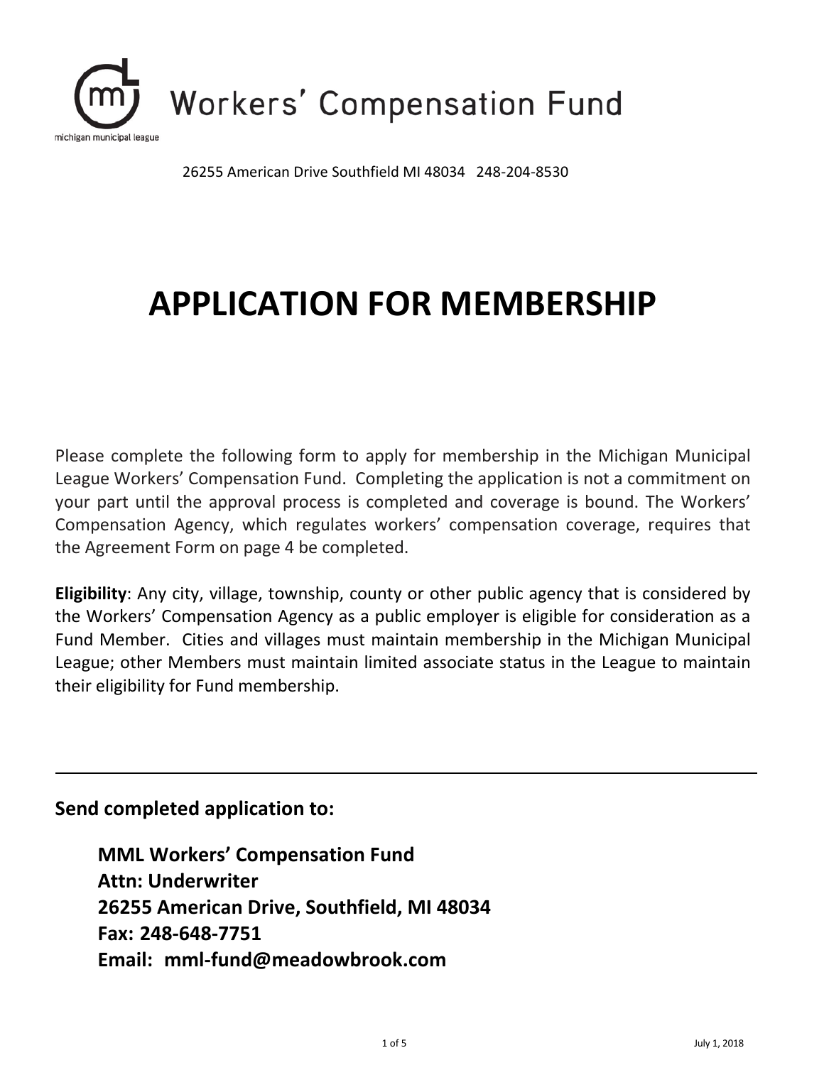michigan municipal league

# Workers' Compensation Fund

26255 American Drive Southfield MI 48034 248-204-8530

# APPLICATION FOR MEMBERSHIP

Please complete the following form to apply for membership in the Michigan Municipal League Workers' Compensation Fund. Completing the application is not a commitment on your part until the approval process is completed and coverage is bound. The Workers' Compensation Agency, which regulates workers' compensation coverage, requires that the Agreement Form on page 4 be completed.

**Eligibility**: Any city, village, township, county or other public agency that is considered by the Workers' Compensation Agency as a public employer is eligible for consideration as a Fund Member. Cities and villages must maintain membership in the Michigan Municipal League; other Members must maintain limited associate status in the League to maintain their eligibility for Fund membership.

---

## Send completed application to:

**MML Workers' Compensation Fund**
**Attn: Underwriter**
**26255 American Drive, Southfield, MI 48034**
**Fax: 248-648-7751**
**Email: mml-fund@meadowbrook.com**

July 1, 2018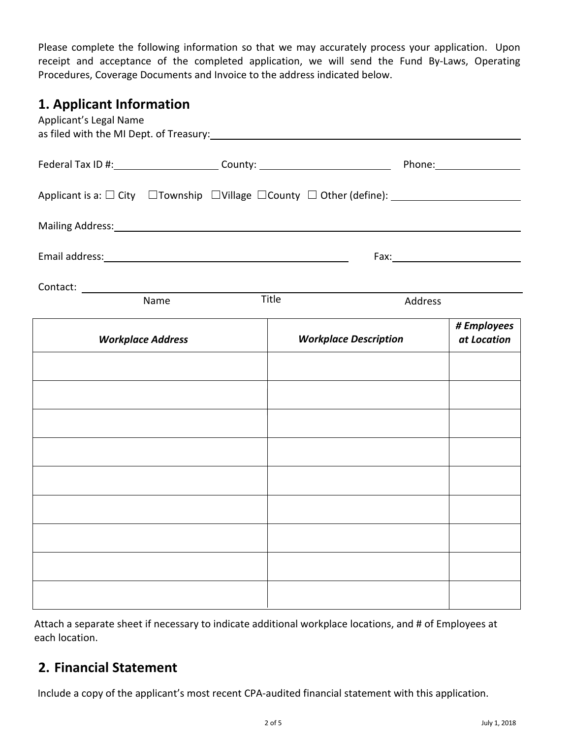Please complete the following information so that we may accurately process your application. Upon receipt and acceptance of the completed application, we will send the Fund By-Laws, Operating Procedures, Coverage Documents and Invoice to the address indicated below.

## 1. Applicant Information

Applicant's Legal Name
as filed with the MI Dept. of Treasury: ______________________________

Federal Tax ID #: ____________ County: ______________ Phone: ____________

Applicant is a: ☐ City ☐Township ☐Village ☐County ☐ Other (define): ____________

Mailing Address: ______________________________

Email address: ______________________ Fax: ____________

Contact: ______________________________
Name Title Address

| *Workplace Address* | *Workplace Description* | *# Employees at Location* |
|---|---|---|
| | | |
| | | |
| | | |
| | | |
| | | |
| | | |
| | | |
| | | |
| | | |

Attach a separate sheet if necessary to indicate additional workplace locations, and # of Employees at each location.

## 2. Financial Statement

Include a copy of the applicant's most recent CPA-audited financial statement with this application.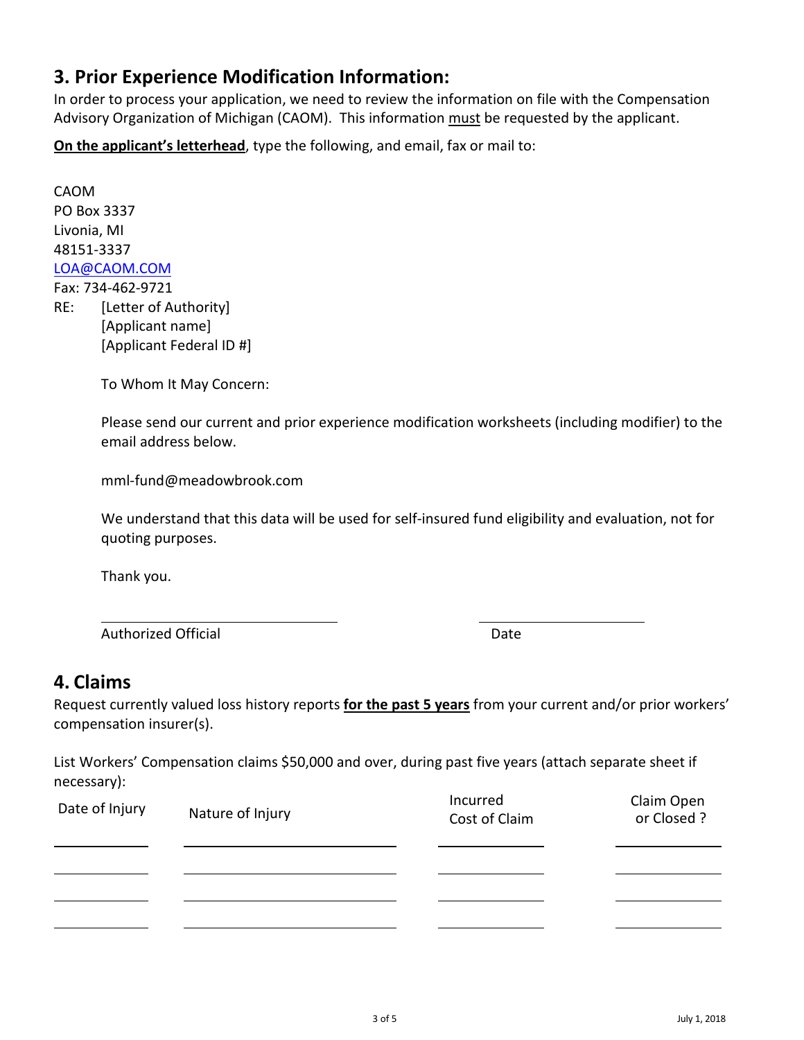## 3. Prior Experience Modification Information:

In order to process your application, we need to review the information on file with the Compensation Advisory Organization of Michigan (CAOM). This information must be requested by the applicant.

**On the applicant's letterhead**, type the following, and email, fax or mail to:

CAOM
PO Box 3337
Livonia, MI
48151-3337
LOA@CAOM.COM
Fax: 734-462-9721

RE: [Letter of Authority]
[Applicant name]
[Applicant Federal ID #]

To Whom It May Concern:

Please send our current and prior experience modification worksheets (including modifier) to the email address below.

mml-fund@meadowbrook.com

We understand that this data will be used for self-insured fund eligibility and evaluation, not for quoting purposes.

Thank you.

\_\_\_\_\_\_\_\_\_\_\_\_\_\_\_\_\_\_\_\_\_\_\_\_\_\_\_\_ \_\_\_\_\_\_\_\_\_\_\_\_\_\_\_\_\_\_\_\_

Authorized Official Date

## 4. Claims

Request currently valued loss history reports **for the past 5 years** from your current and/or prior workers' compensation insurer(s).

List Workers' Compensation claims $50,000 and over, during past five years (attach separate sheet if necessary):

| Date of Injury | Nature of Injury | Incurred Cost of Claim | Claim Open or Closed ? |
|---|---|---|---|
| | | | |
| | | | |
| | | | |
| | | | |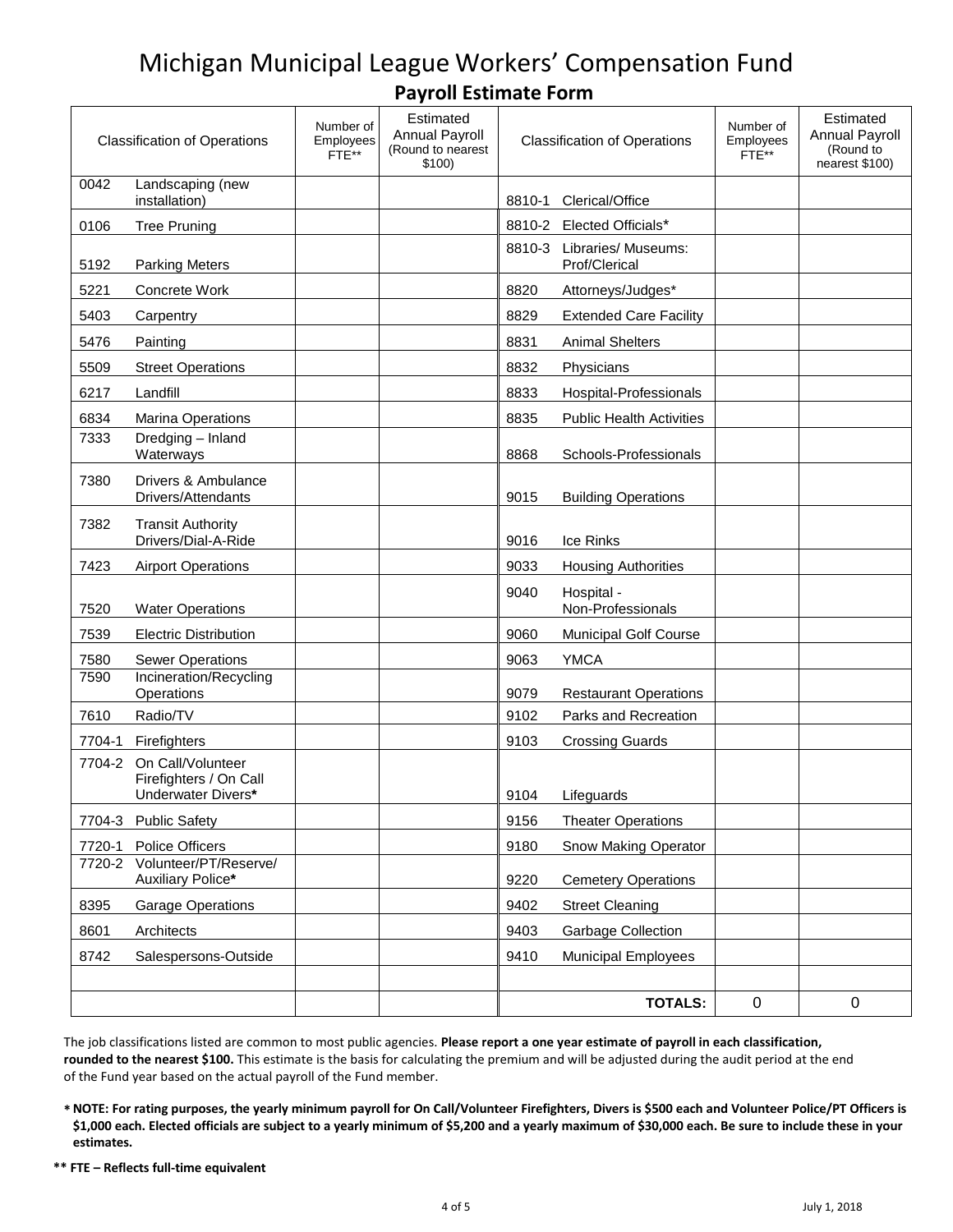# Michigan Municipal League Workers' Compensation Fund

## Payroll Estimate Form

| Classification of Operations | | Number of Employees FTE** | Estimated Annual Payroll (Round to nearest $100) | Classification of Operations | | Number of Employees FTE** | Estimated Annual Payroll (Round to nearest $100) |
|---|---|---|---|---|---|---|---|
| 0042 | Landscaping (new installation) | | | 8810-1 | Clerical/Office | | |
| 0106 | Tree Pruning | | | 8810-2 | Elected Officials* | | |
| 5192 | Parking Meters | | | 8810-3 | Libraries/ Museums: Prof/Clerical | | |
| 5221 | Concrete Work | | | 8820 | Attorneys/Judges* | | |
| 5403 | Carpentry | | | 8829 | Extended Care Facility | | |
| 5476 | Painting | | | 8831 | Animal Shelters | | |
| 5509 | Street Operations | | | 8832 | Physicians | | |
| 6217 | Landfill | | | 8833 | Hospital-Professionals | | |
| 6834 | Marina Operations | | | 8835 | Public Health Activities | | |
| 7333 | Dredging – Inland Waterways | | | 8868 | Schools-Professionals | | |
| 7380 | Drivers & Ambulance Drivers/Attendants | | | 9015 | Building Operations | | |
| 7382 | Transit Authority Drivers/Dial-A-Ride | | | 9016 | Ice Rinks | | |
| 7423 | Airport Operations | | | 9033 | Housing Authorities | | |
| 7520 | Water Operations | | | 9040 | Hospital - Non-Professionals | | |
| 7539 | Electric Distribution | | | 9060 | Municipal Golf Course | | |
| 7580 | Sewer Operations | | | 9063 | YMCA | | |
| 7590 | Incineration/Recycling Operations | | | 9079 | Restaurant Operations | | |
| 7610 | Radio/TV | | | 9102 | Parks and Recreation | | |
| 7704-1 | Firefighters | | | 9103 | Crossing Guards | | |
| 7704-2 | On Call/Volunteer Firefighters / On Call Underwater Divers* | | | 9104 | Lifeguards | | |
| 7704-3 | Public Safety | | | 9156 | Theater Operations | | |
| 7720-1 | Police Officers | | | 9180 | Snow Making Operator | | |
| 7720-2 | Volunteer/PT/Reserve/ Auxiliary Police* | | | 9220 | Cemetery Operations | | |
| 8395 | Garage Operations | | | 9402 | Street Cleaning | | |
| 8601 | Architects | | | 9403 | Garbage Collection | | |
| 8742 | Salespersons-Outside | | | 9410 | Municipal Employees | | |
| | | | | | | | |
| | | | | | **TOTALS:** | 0 | 0 |

The job classifications listed are common to most public agencies. **Please report a one year estimate of payroll in each classification, rounded to the nearest $100.** This estimate is the basis for calculating the premium and will be adjusted during the audit period at the end of the Fund year based on the actual payroll of the Fund member.

**\* NOTE: For rating purposes, the yearly minimum payroll for On Call/Volunteer Firefighters, Divers is $500 each and Volunteer Police/PT Officers is $1,000 each. Elected officials are subject to a yearly minimum of $5,200 and a yearly maximum of $30,000 each. Be sure to include these in your estimates.**

**\*\* FTE – Reflects full-time equivalent**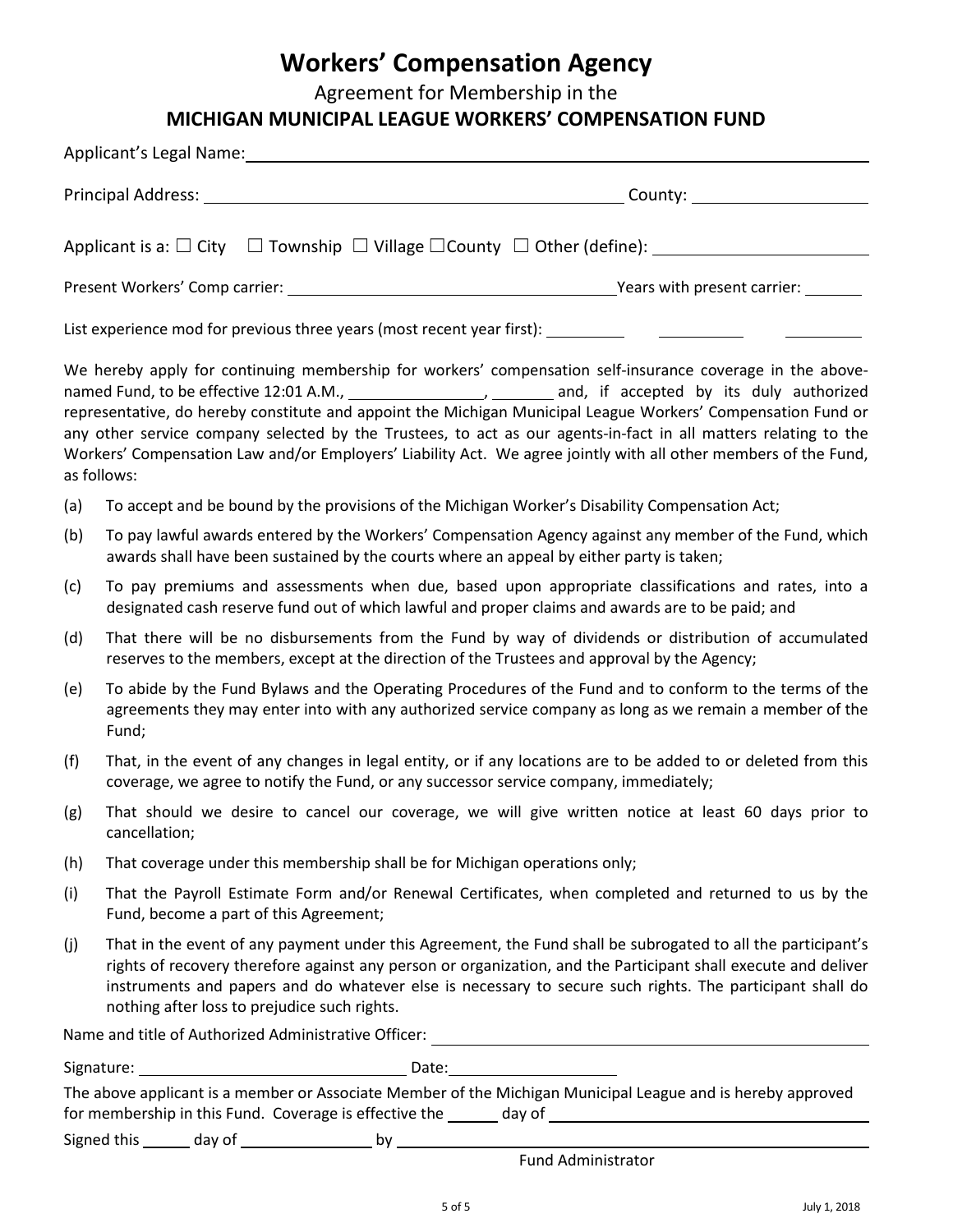# Workers' Compensation Agency

Agreement for Membership in the

## MICHIGAN MUNICIPAL LEAGUE WORKERS' COMPENSATION FUND

Applicant's Legal Name: ____________________

Principal Address: ____________________ County: ____________________

Applicant is a: ☐ City ☐ Township ☐ Village ☐County ☐ Other (define): ____________________

Present Workers' Comp carrier: ____________________ Years with present carrier: ________

List experience mod for previous three years (most recent year first): ________ ________ ________

We hereby apply for continuing membership for workers' compensation self-insurance coverage in the above-named Fund, to be effective 12:01 A.M., ________________, ________ and, if accepted by its duly authorized representative, do hereby constitute and appoint the Michigan Municipal League Workers' Compensation Fund or any other service company selected by the Trustees, to act as our agents-in-fact in all matters relating to the Workers' Compensation Law and/or Employers' Liability Act. We agree jointly with all other members of the Fund, as follows:

(a) To accept and be bound by the provisions of the Michigan Worker's Disability Compensation Act;

(b) To pay lawful awards entered by the Workers' Compensation Agency against any member of the Fund, which awards shall have been sustained by the courts where an appeal by either party is taken;

(c) To pay premiums and assessments when due, based upon appropriate classifications and rates, into a designated cash reserve fund out of which lawful and proper claims and awards are to be paid; and

(d) That there will be no disbursements from the Fund by way of dividends or distribution of accumulated reserves to the members, except at the direction of the Trustees and approval by the Agency;

(e) To abide by the Fund Bylaws and the Operating Procedures of the Fund and to conform to the terms of the agreements they may enter into with any authorized service company as long as we remain a member of the Fund;

(f) That, in the event of any changes in legal entity, or if any locations are to be added to or deleted from this coverage, we agree to notify the Fund, or any successor service company, immediately;

(g) That should we desire to cancel our coverage, we will give written notice at least 60 days prior to cancellation;

(h) That coverage under this membership shall be for Michigan operations only;

(i) That the Payroll Estimate Form and/or Renewal Certificates, when completed and returned to us by the Fund, become a part of this Agreement;

(j) That in the event of any payment under this Agreement, the Fund shall be subrogated to all the participant's rights of recovery therefore against any person or organization, and the Participant shall execute and deliver instruments and papers and do whatever else is necessary to secure such rights. The participant shall do nothing after loss to prejudice such rights.

Name and title of Authorized Administrative Officer: ____________________

Signature: ____________________ Date: ____________________

The above applicant is a member or Associate Member of the Michigan Municipal League and is hereby approved for membership in this Fund. Coverage is effective the ______ day of ____________________

Signed this ______ day of ________________ by ____________________

Fund Administrator